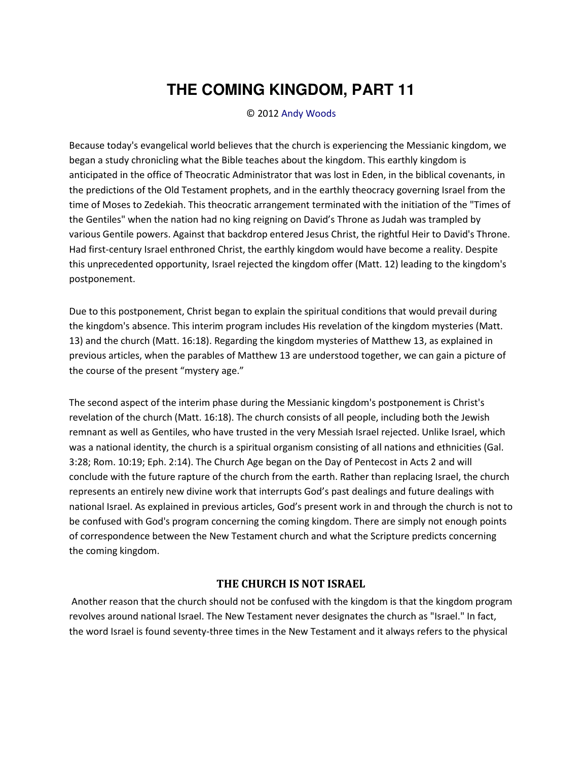# THE COMING KINGDOM, PART 11

© 2012 Andy Woods

Because today's evangelical world believes that the church is experiencing the Messianic kingdom, we began a study chronicling what the Bible teaches about the kingdom. This earthly kingdom is anticipated in the office of Theocratic Administrator that was lost in Eden, in the biblical covenants, in the predictions of the Old Testament prophets, and in the earthly theocracy governing Israel from the time of Moses to Zedekiah. This theocratic arrangement terminated with the initiation of the "Times of the Gentiles" when the nation had no king reigning on David's Throne as Judah was trampled by various Gentile powers. Against that backdrop entered Jesus Christ, the rightful Heir to David's Throne. Had first-century Israel enthroned Christ, the earthly kingdom would have become a reality. Despite this unprecedented opportunity, Israel rejected the kingdom offer (Matt. 12) leading to the kingdom's postponement.

Due to this postponement, Christ began to explain the spiritual conditions that would prevail during the kingdom's absence. This interim program includes His revelation of the kingdom mysteries (Matt. 13) and the church (Matt. 16:18). Regarding the kingdom mysteries of Matthew 13, as explained in previous articles, when the parables of Matthew 13 are understood together, we can gain a picture of the course of the present "mystery age."

The second aspect of the interim phase during the Messianic kingdom's postponement is Christ's revelation of the church (Matt. 16:18). The church consists of all people, including both the Jewish remnant as well as Gentiles, who have trusted in the very Messiah Israel rejected. Unlike Israel, which was a national identity, the church is a spiritual organism consisting of all nations and ethnicities (Gal. 3:28; Rom. 10:19; Eph. 2:14). The Church Age began on the Day of Pentecost in Acts 2 and will conclude with the future rapture of the church from the earth. Rather than replacing Israel, the church represents an entirely new divine work that interrupts God's past dealings and future dealings with national Israel. As explained in previous articles, God's present work in and through the church is not to be confused with God's program concerning the coming kingdom. There are simply not enough points of correspondence between the New Testament church and what the Scripture predicts concerning the coming kingdom.

## THE CHURCH IS NOT ISRAEL

Another reason that the church should not be confused with the kingdom is that the kingdom program revolves around national Israel. The New Testament never designates the church as "Israel." In fact, the word Israel is found seventy-three times in the New Testament and it always refers to the physical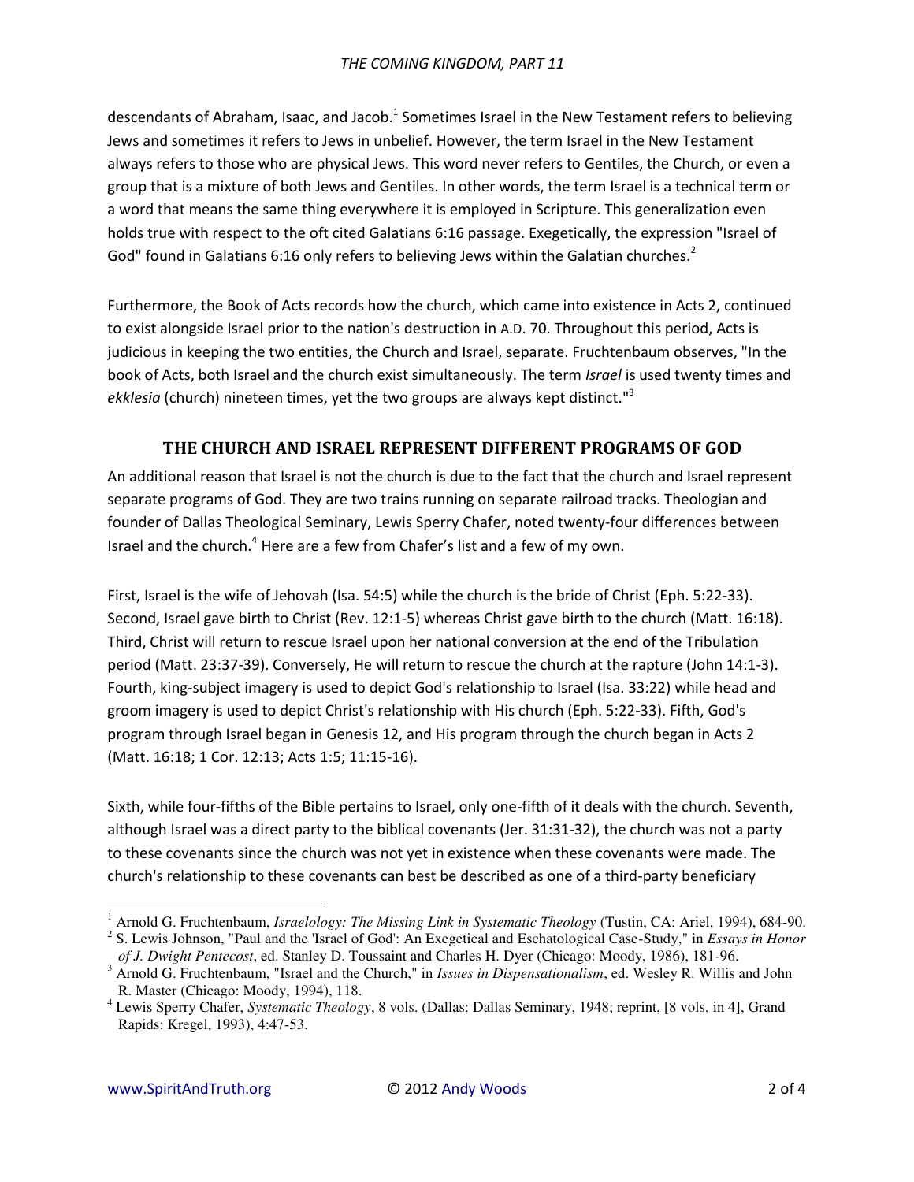descendants of Abraham, Isaac, and Jacob.[1] Sometimes Israel in the New Testament refers to believing Jews and sometimes it refers to Jews in unbelief. However, the term Israel in the New Testament always refers to those who are physical Jews. This word never refers to Gentiles, the Church, or even a group that is a mixture of both Jews and Gentiles. In other words, the term Israel is a technical term or a word that means the same thing everywhere it is employed in Scripture. This generalization even holds true with respect to the oft cited Galatians 6:16 passage. Exegetically, the expression "Israel of God" found in Galatians 6:16 only refers to believing Jews within the Galatian churches.[2]

Furthermore, the Book of Acts records how the church, which came into existence in Acts 2, continued to exist alongside Israel prior to the nation's destruction in A.D. 70. Throughout this period, Acts is judicious in keeping the two entities, the Church and Israel, separate. Fruchtenbaum observes, "In the book of Acts, both Israel and the church exist simultaneously. The term *Israel* is used twenty times and *ekklesia* (church) nineteen times, yet the two groups are always kept distinct."[3]

## THE CHURCH AND ISRAEL REPRESENT DIFFERENT PROGRAMS OF GOD

An additional reason that Israel is not the church is due to the fact that the church and Israel represent separate programs of God. They are two trains running on separate railroad tracks. Theologian and founder of Dallas Theological Seminary, Lewis Sperry Chafer, noted twenty-four differences between Israel and the church.[4] Here are a few from Chafer's list and a few of my own.

First, Israel is the wife of Jehovah (Isa. 54:5) while the church is the bride of Christ (Eph. 5:22-33). Second, Israel gave birth to Christ (Rev. 12:1-5) whereas Christ gave birth to the church (Matt. 16:18). Third, Christ will return to rescue Israel upon her national conversion at the end of the Tribulation period (Matt. 23:37-39). Conversely, He will return to rescue the church at the rapture (John 14:1-3). Fourth, king-subject imagery is used to depict God's relationship to Israel (Isa. 33:22) while head and groom imagery is used to depict Christ's relationship with His church (Eph. 5:22-33). Fifth, God's program through Israel began in Genesis 12, and His program through the church began in Acts 2 (Matt. 16:18; 1 Cor. 12:13; Acts 1:5; 11:15-16).

Sixth, while four-fifths of the Bible pertains to Israel, only one-fifth of it deals with the church. Seventh, although Israel was a direct party to the biblical covenants (Jer. 31:31-32), the church was not a party to these covenants since the church was not yet in existence when these covenants were made. The church's relationship to these covenants can best be described as one of a third-party beneficiary

---

[1] Arnold G. Fruchtenbaum, *Israelology: The Missing Link in Systematic Theology* (Tustin, CA: Ariel, 1994), 684-90.

[2] S. Lewis Johnson, "Paul and the 'Israel of God': An Exegetical and Eschatological Case-Study," in *Essays in Honor of J. Dwight Pentecost*, ed. Stanley D. Toussaint and Charles H. Dyer (Chicago: Moody, 1986), 181-96.

[3] Arnold G. Fruchtenbaum, "Israel and the Church," in *Issues in Dispensationalism*, ed. Wesley R. Willis and John R. Master (Chicago: Moody, 1994), 118.

[4] Lewis Sperry Chafer, *Systematic Theology*, 8 vols. (Dallas: Dallas Seminary, 1948; reprint, [8 vols. in 4], Grand Rapids: Kregel, 1993), 4:47-53.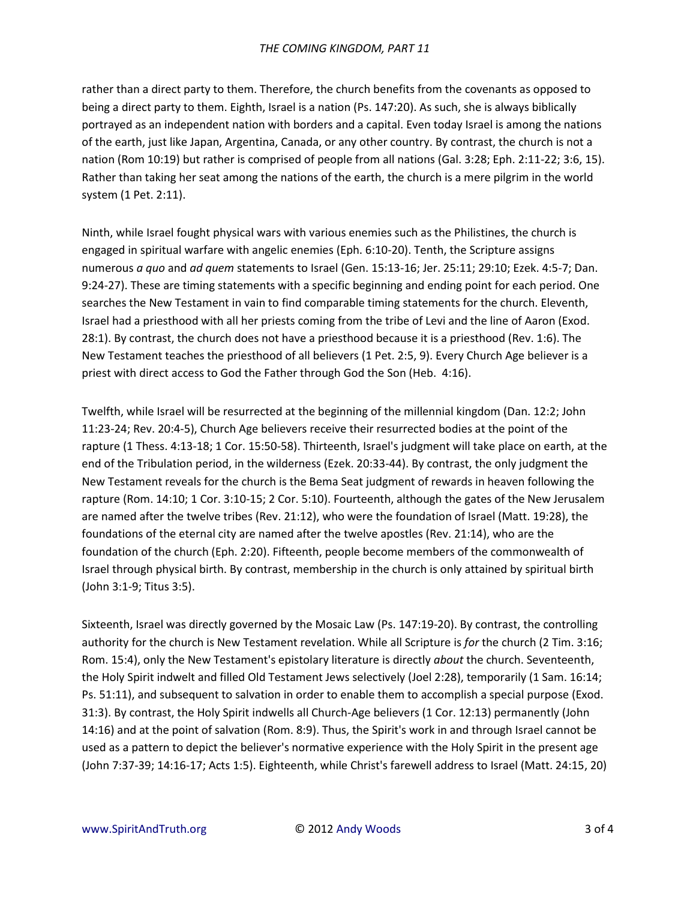rather than a direct party to them. Therefore, the church benefits from the covenants as opposed to being a direct party to them. Eighth, Israel is a nation (Ps. 147:20). As such, she is always biblically portrayed as an independent nation with borders and a capital. Even today Israel is among the nations of the earth, just like Japan, Argentina, Canada, or any other country. By contrast, the church is not a nation (Rom 10:19) but rather is comprised of people from all nations (Gal. 3:28; Eph. 2:11-22; 3:6, 15). Rather than taking her seat among the nations of the earth, the church is a mere pilgrim in the world system (1 Pet. 2:11).

Ninth, while Israel fought physical wars with various enemies such as the Philistines, the church is engaged in spiritual warfare with angelic enemies (Eph. 6:10-20). Tenth, the Scripture assigns numerous *a quo* and *ad quem* statements to Israel (Gen. 15:13-16; Jer. 25:11; 29:10; Ezek. 4:5-7; Dan. 9:24-27). These are timing statements with a specific beginning and ending point for each period. One searches the New Testament in vain to find comparable timing statements for the church. Eleventh, Israel had a priesthood with all her priests coming from the tribe of Levi and the line of Aaron (Exod. 28:1). By contrast, the church does not have a priesthood because it is a priesthood (Rev. 1:6). The New Testament teaches the priesthood of all believers (1 Pet. 2:5, 9). Every Church Age believer is a priest with direct access to God the Father through God the Son (Heb. 4:16).

Twelfth, while Israel will be resurrected at the beginning of the millennial kingdom (Dan. 12:2; John 11:23-24; Rev. 20:4-5), Church Age believers receive their resurrected bodies at the point of the rapture (1 Thess. 4:13-18; 1 Cor. 15:50-58). Thirteenth, Israel's judgment will take place on earth, at the end of the Tribulation period, in the wilderness (Ezek. 20:33-44). By contrast, the only judgment the New Testament reveals for the church is the Bema Seat judgment of rewards in heaven following the rapture (Rom. 14:10; 1 Cor. 3:10-15; 2 Cor. 5:10). Fourteenth, although the gates of the New Jerusalem are named after the twelve tribes (Rev. 21:12), who were the foundation of Israel (Matt. 19:28), the foundations of the eternal city are named after the twelve apostles (Rev. 21:14), who are the foundation of the church (Eph. 2:20). Fifteenth, people become members of the commonwealth of Israel through physical birth. By contrast, membership in the church is only attained by spiritual birth (John 3:1-9; Titus 3:5).

Sixteenth, Israel was directly governed by the Mosaic Law (Ps. 147:19-20). By contrast, the controlling authority for the church is New Testament revelation. While all Scripture is *for* the church (2 Tim. 3:16; Rom. 15:4), only the New Testament's epistolary literature is directly *about* the church. Seventeenth, the Holy Spirit indwelt and filled Old Testament Jews selectively (Joel 2:28), temporarily (1 Sam. 16:14; Ps. 51:11), and subsequent to salvation in order to enable them to accomplish a special purpose (Exod. 31:3). By contrast, the Holy Spirit indwells all Church-Age believers (1 Cor. 12:13) permanently (John 14:16) and at the point of salvation (Rom. 8:9). Thus, the Spirit's work in and through Israel cannot be used as a pattern to depict the believer's normative experience with the Holy Spirit in the present age (John 7:37-39; 14:16-17; Acts 1:5). Eighteenth, while Christ's farewell address to Israel (Matt. 24:15, 20)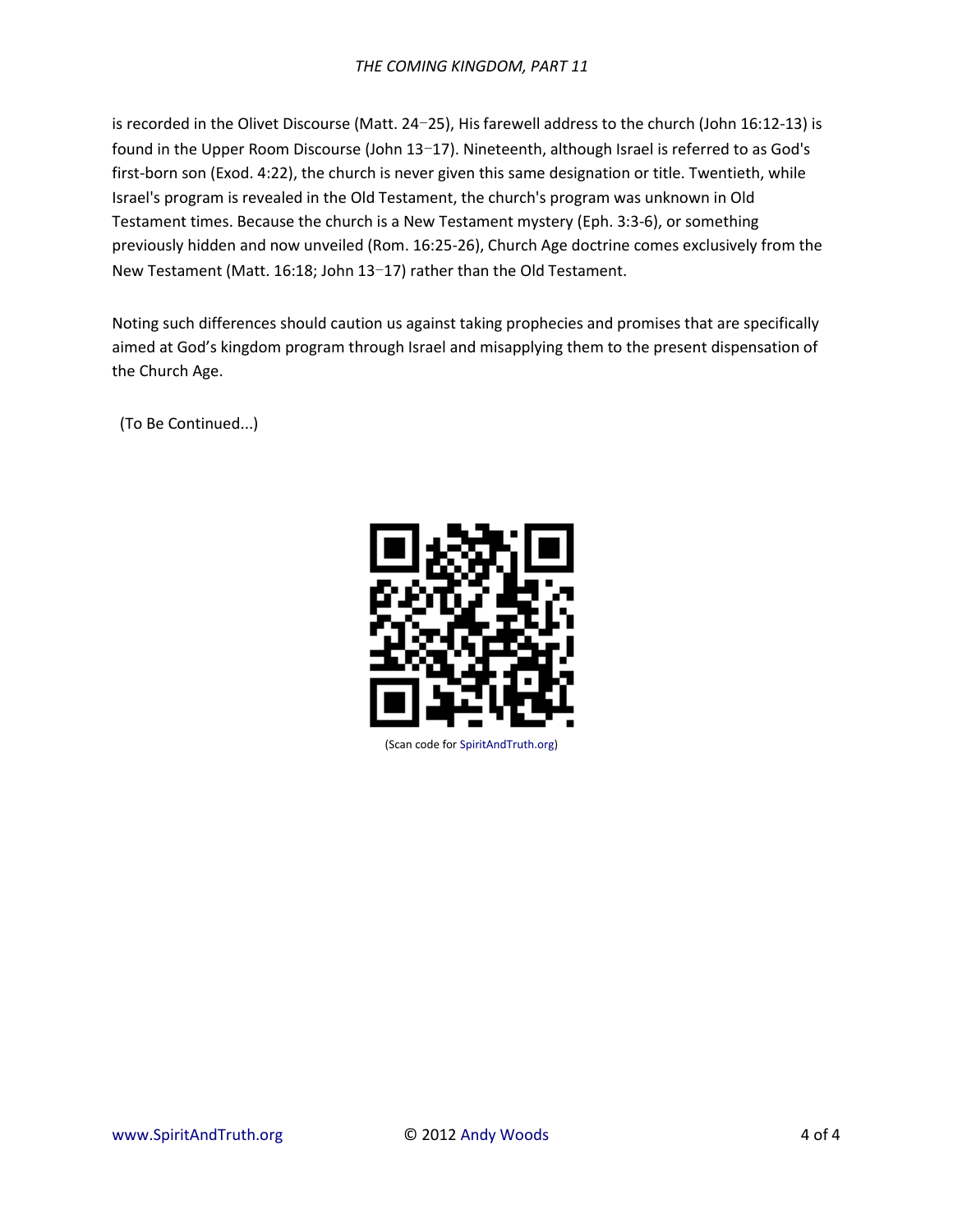is recorded in the Olivet Discourse (Matt. 24–25), His farewell address to the church (John 16:12-13) is found in the Upper Room Discourse (John 13–17). Nineteenth, although Israel is referred to as God's first-born son (Exod. 4:22), the church is never given this same designation or title. Twentieth, while Israel's program is revealed in the Old Testament, the church's program was unknown in Old Testament times. Because the church is a New Testament mystery (Eph. 3:3-6), or something previously hidden and now unveiled (Rom. 16:25-26), Church Age doctrine comes exclusively from the New Testament (Matt. 16:18; John 13–17) rather than the Old Testament.

Noting such differences should caution us against taking prophecies and promises that are specifically aimed at God's kingdom program through Israel and misapplying them to the present dispensation of the Church Age.

(To Be Continued...)

(Scan code for SpiritAndTruth.org)